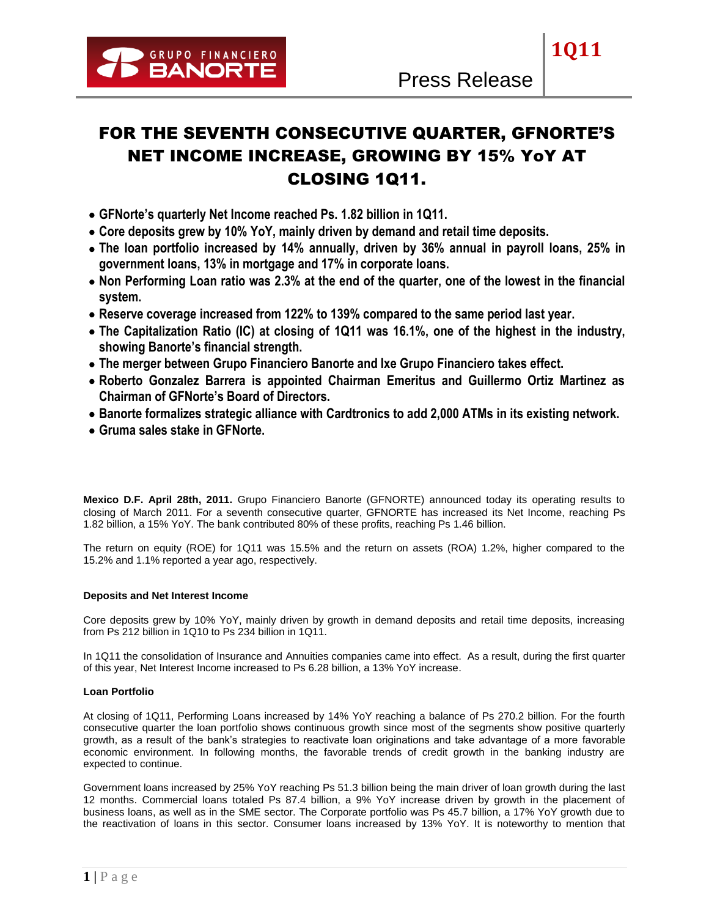# FOR THE SEVENTH CONSECUTIVE QUARTER, GFNORTE'S NET INCOME INCREASE, GROWING BY 15% YoY AT CLOSING 1Q11.

- **GFNorte's quarterly Net Income reached Ps. 1.82 billion in 1Q11.**
- **Core deposits grew by 10% YoY, mainly driven by demand and retail time deposits.**
- **The loan portfolio increased by 14% annually, driven by 36% annual in payroll loans, 25% in government loans, 13% in mortgage and 17% in corporate loans.**
- **Non Performing Loan ratio was 2.3% at the end of the quarter, one of the lowest in the financial system.**
- **Reserve coverage increased from 122% to 139% compared to the same period last year.**
- **The Capitalization Ratio (IC) at closing of 1Q11 was 16.1%, one of the highest in the industry, showing Banorte's financial strength.**
- **The merger between Grupo Financiero Banorte and Ixe Grupo Financiero takes effect.**
- **Roberto Gonzalez Barrera is appointed Chairman Emeritus and Guillermo Ortiz Martinez as Chairman of GFNorte's Board of Directors.**
- **Banorte formalizes strategic alliance with Cardtronics to add 2,000 ATMs in its existing network.**
- **Gruma sales stake in GFNorte.**

**Mexico D.F. April 28th, 2011.** Grupo Financiero Banorte (GFNORTE) announced today its operating results to closing of March 2011. For a seventh consecutive quarter, GFNORTE has increased its Net Income, reaching Ps 1.82 billion, a 15% YoY. The bank contributed 80% of these profits, reaching Ps 1.46 billion.

The return on equity (ROE) for 1Q11 was 15.5% and the return on assets (ROA) 1.2%, higher compared to the 15.2% and 1.1% reported a year ago, respectively.

### Deposits and Net Interest Income

Core deposits grew by 10% YoY, mainly driven by growth in demand deposits and retail time deposits, increasing from Ps 212 billion in 1Q10 to Ps 234 billion in 1Q11.

In 1Q11 the consolidation of Insurance and Annuities companies came into effect. As a result, during the first quarter of this year, Net Interest Income increased to Ps 6.28 billion, a 13% YoY increase.

### Loan Portfolio

At closing of 1Q11, Performing Loans increased by 14% YoY reaching a balance of Ps 270.2 billion. For the fourth consecutive quarter the loan portfolio shows continuous growth since most of the segments show positive quarterly growth, as a result of the bank's strategies to reactivate loan originations and take advantage of a more favorable economic environment. In following months, the favorable trends of credit growth in the banking industry are expected to continue.

Government loans increased by 25% YoY reaching Ps 51.3 billion being the main driver of loan growth during the last 12 months. Commercial loans totaled Ps 87.4 billion, a 9% YoY increase driven by growth in the placement of business loans, as well as in the SME sector. The Corporate portfolio was Ps 45.7 billion, a 17% YoY growth due to the reactivation of loans in this sector. Consumer loans increased by 13% YoY. It is noteworthy to mention that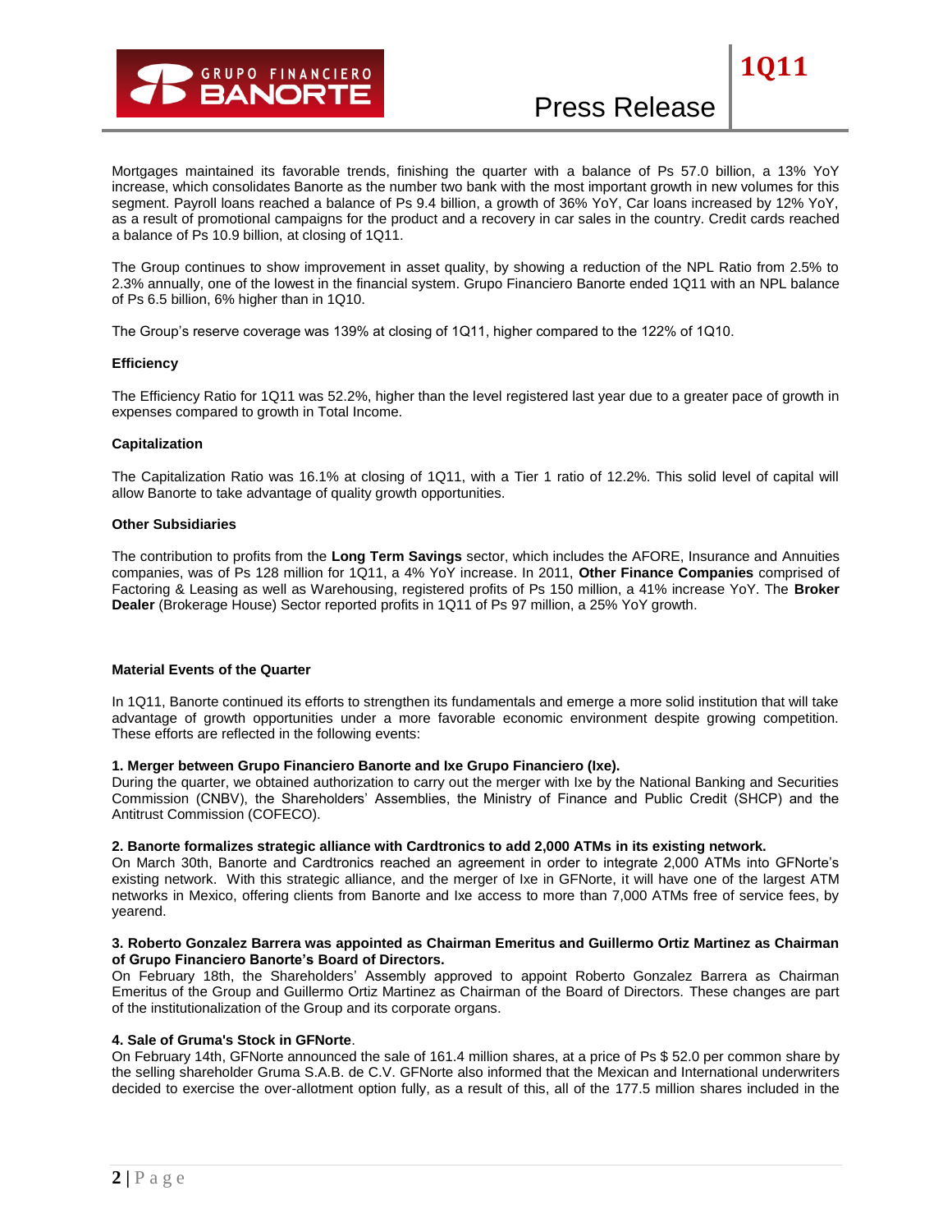Mortgages maintained its favorable trends, finishing the quarter with a balance of Ps 57.0 billion, a 13% YoY increase, which consolidates Banorte as the number two bank with the most important growth in new volumes for this segment. Payroll loans reached a balance of Ps 9.4 billion, a growth of 36% YoY, Car loans increased by 12% YoY, as a result of promotional campaigns for the product and a recovery in car sales in the country. Credit cards reached a balance of Ps 10.9 billion, at closing of 1Q11.

The Group continues to show improvement in asset quality, by showing a reduction of the NPL Ratio from 2.5% to 2.3% annually, one of the lowest in the financial system. Grupo Financiero Banorte ended 1Q11 with an NPL balance of Ps 6.5 billion, 6% higher than in 1Q10.

The Group's reserve coverage was 139% at closing of 1Q11, higher compared to the 122% of 1Q10.

**Efficiency**

The Efficiency Ratio for 1Q11 was 52.2%, higher than the level registered last year due to a greater pace of growth in expenses compared to growth in Total Income.

**Capitalization**

The Capitalization Ratio was 16.1% at closing of 1Q11, with a Tier 1 ratio of 12.2%. This solid level of capital will allow Banorte to take advantage of quality growth opportunities.

**Other Subsidiaries**

The contribution to profits from the **Long Term Savings** sector, which includes the AFORE, Insurance and Annuities companies, was of Ps 128 million for 1Q11, a 4% YoY increase. In 2011, **Other Finance Companies** comprised of Factoring & Leasing as well as Warehousing, registered profits of Ps 150 million, a 41% increase YoY. The **Broker Dealer** (Brokerage House) Sector reported profits in 1Q11 of Ps 97 million, a 25% YoY growth.

**Material Events of the Quarter**

In 1Q11, Banorte continued its efforts to strengthen its fundamentals and emerge a more solid institution that will take advantage of growth opportunities under a more favorable economic environment despite growing competition. These efforts are reflected in the following events:

**1. Merger between Grupo Financiero Banorte and Ixe Grupo Financiero (Ixe).**
During the quarter, we obtained authorization to carry out the merger with Ixe by the National Banking and Securities Commission (CNBV), the Shareholders' Assemblies, the Ministry of Finance and Public Credit (SHCP) and the Antitrust Commission (COFECO).

**2. Banorte formalizes strategic alliance with Cardtronics to add 2,000 ATMs in its existing network.**
On March 30th, Banorte and Cardtronics reached an agreement in order to integrate 2,000 ATMs into GFNorte's existing network. With this strategic alliance, and the merger of Ixe in GFNorte, it will have one of the largest ATM networks in Mexico, offering clients from Banorte and Ixe access to more than 7,000 ATMs free of service fees, by yearend.

**3. Roberto Gonzalez Barrera was appointed as Chairman Emeritus and Guillermo Ortiz Martinez as Chairman of Grupo Financiero Banorte's Board of Directors.**
On February 18th, the Shareholders' Assembly approved to appoint Roberto Gonzalez Barrera as Chairman Emeritus of the Group and Guillermo Ortiz Martinez as Chairman of the Board of Directors. These changes are part of the institutionalization of the Group and its corporate organs.

**4. Sale of Gruma's Stock in GFNorte**.
On February 14th, GFNorte announced the sale of 161.4 million shares, at a price of Ps $ 52.0 per common share by the selling shareholder Gruma S.A.B. de C.V. GFNorte also informed that the Mexican and International underwriters decided to exercise the over-allotment option fully, as a result of this, all of the 177.5 million shares included in the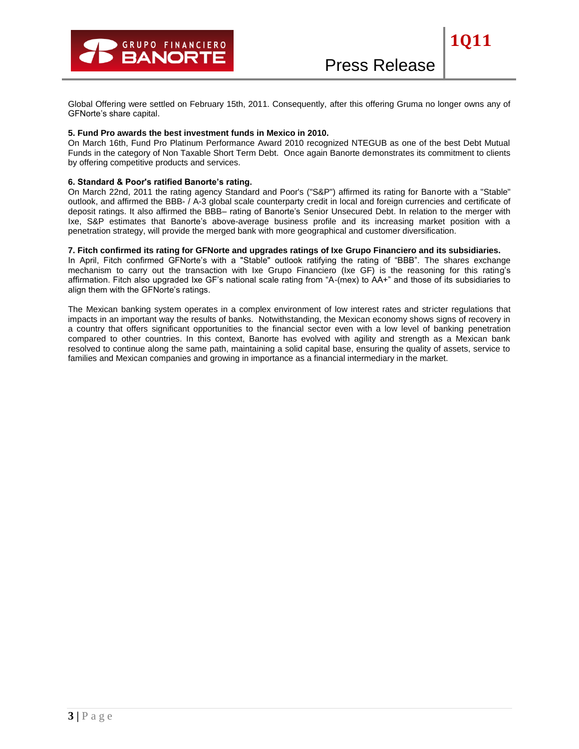Global Offering were settled on February 15th, 2011. Consequently, after this offering Gruma no longer owns any of GFNorte's share capital.

**5. Fund Pro awards the best investment funds in Mexico in 2010.**
On March 16th, Fund Pro Platinum Performance Award 2010 recognized NTEGUB as one of the best Debt Mutual Funds in the category of Non Taxable Short Term Debt. Once again Banorte demonstrates its commitment to clients by offering competitive products and services.

**6. Standard & Poor's ratified Banorte's rating.**
On March 22nd, 2011 the rating agency Standard and Poor's ("S&P") affirmed its rating for Banorte with a "Stable" outlook, and affirmed the BBB- / A-3 global scale counterparty credit in local and foreign currencies and certificate of deposit ratings. It also affirmed the BBB– rating of Banorte's Senior Unsecured Debt. In relation to the merger with Ixe, S&P estimates that Banorte's above-average business profile and its increasing market position with a penetration strategy, will provide the merged bank with more geographical and customer diversification.

**7. Fitch confirmed its rating for GFNorte and upgrades ratings of Ixe Grupo Financiero and its subsidiaries.**
In April, Fitch confirmed GFNorte's with a "Stable" outlook ratifying the rating of "BBB". The shares exchange mechanism to carry out the transaction with Ixe Grupo Financiero (Ixe GF) is the reasoning for this rating's affirmation. Fitch also upgraded Ixe GF's national scale rating from "A-(mex) to AA+" and those of its subsidiaries to align them with the GFNorte's ratings.

The Mexican banking system operates in a complex environment of low interest rates and stricter regulations that impacts in an important way the results of banks. Notwithstanding, the Mexican economy shows signs of recovery in a country that offers significant opportunities to the financial sector even with a low level of banking penetration compared to other countries. In this context, Banorte has evolved with agility and strength as a Mexican bank resolved to continue along the same path, maintaining a solid capital base, ensuring the quality of assets, service to families and Mexican companies and growing in importance as a financial intermediary in the market.